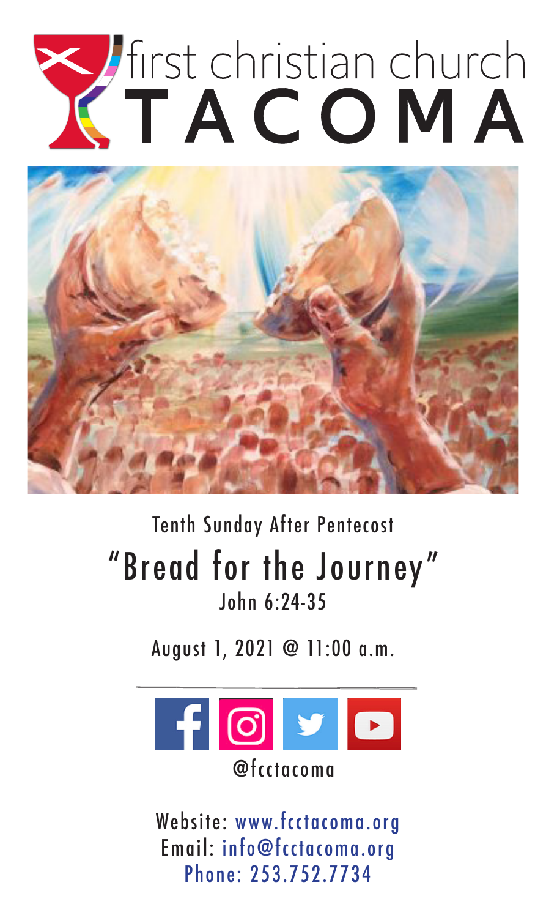# first christian church TACOMA

Tenth Sunday After Pentecost

## "Bread for the Journey"

John 6:24-35

August 1, 2021 @ 11:00 a.m.

@fcctacoma

Website: www.fcctacoma.org
Email: info@fcctacoma.org
Phone: 253.752.7734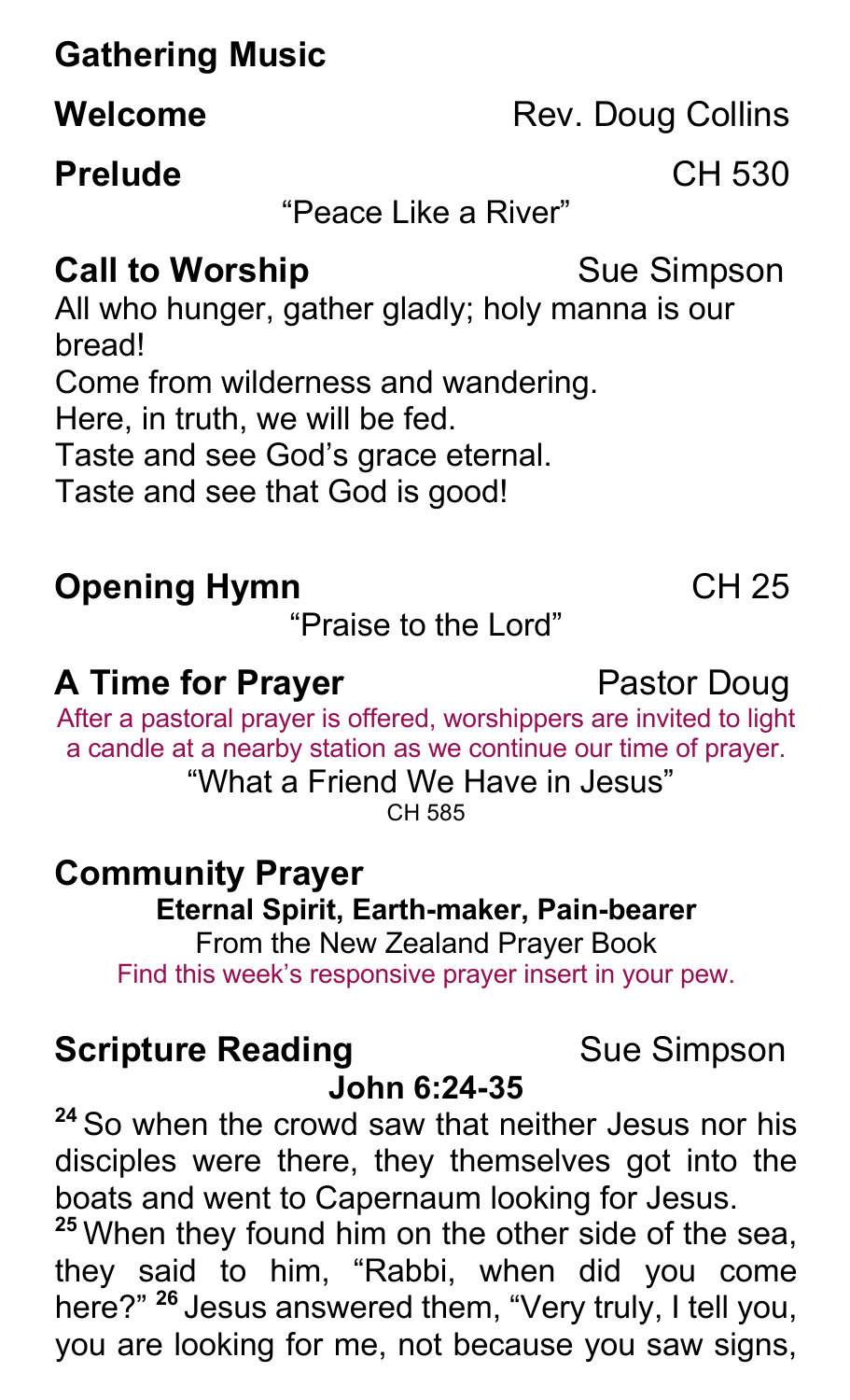**Gathering Music**

**Welcome** Rev. Doug Collins

**Prelude** CH 530

"Peace Like a River"

**Call to Worship** Sue Simpson

All who hunger, gather gladly; holy manna is our bread!
Come from wilderness and wandering.
Here, in truth, we will be fed.
Taste and see God's grace eternal.
Taste and see that God is good!

**Opening Hymn** CH 25

"Praise to the Lord"

**A Time for Prayer** Pastor Doug

After a pastoral prayer is offered, worshippers are invited to light a candle at a nearby station as we continue our time of prayer.

"What a Friend We Have in Jesus"
CH 585

**Community Prayer**

**Eternal Spirit, Earth-maker, Pain-bearer**
From the New Zealand Prayer Book
Find this week's responsive prayer insert in your pew.

**Scripture Reading** Sue Simpson

**John 6:24-35**

[24] So when the crowd saw that neither Jesus nor his disciples were there, they themselves got into the boats and went to Capernaum looking for Jesus. [25] When they found him on the other side of the sea, they said to him, "Rabbi, when did you come here?" [26] Jesus answered them, "Very truly, I tell you, you are looking for me, not because you saw signs,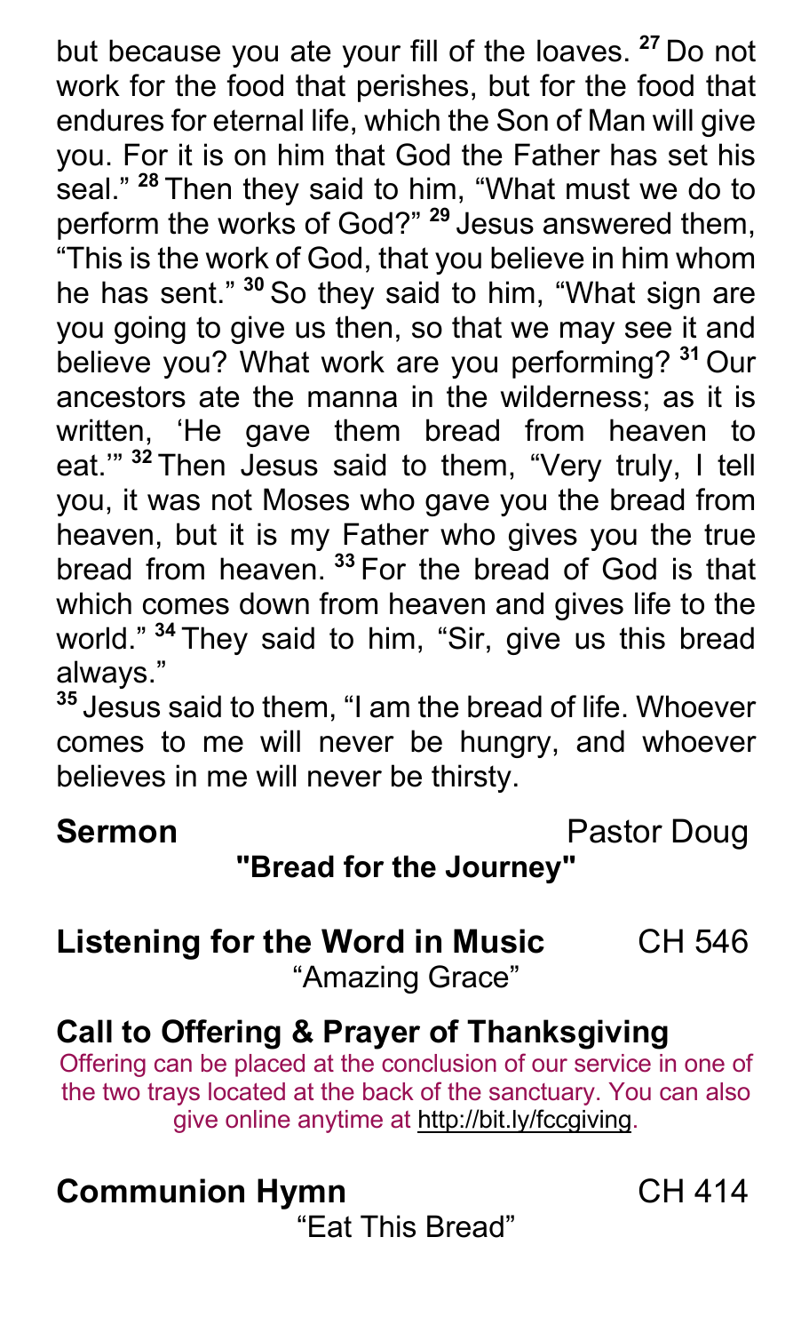but because you ate your fill of the loaves. [27] Do not work for the food that perishes, but for the food that endures for eternal life, which the Son of Man will give you. For it is on him that God the Father has set his seal." [28] Then they said to him, "What must we do to perform the works of God?" [29] Jesus answered them, "This is the work of God, that you believe in him whom he has sent." [30] So they said to him, "What sign are you going to give us then, so that we may see it and believe you? What work are you performing? [31] Our ancestors ate the manna in the wilderness; as it is written, 'He gave them bread from heaven to eat.'" [32] Then Jesus said to them, "Very truly, I tell you, it was not Moses who gave you the bread from heaven, but it is my Father who gives you the true bread from heaven. [33] For the bread of God is that which comes down from heaven and gives life to the world." [34] They said to him, "Sir, give us this bread always."

[35] Jesus said to them, "I am the bread of life. Whoever comes to me will never be hungry, and whoever believes in me will never be thirsty.

**Sermon** Pastor Doug

**"Bread for the Journey"**

**Listening for the Word in Music** CH 546

"Amazing Grace"

**Call to Offering & Prayer of Thanksgiving**

Offering can be placed at the conclusion of our service in one of the two trays located at the back of the sanctuary. You can also give online anytime at http://bit.ly/fccgiving.

**Communion Hymn** CH 414

"Eat This Bread"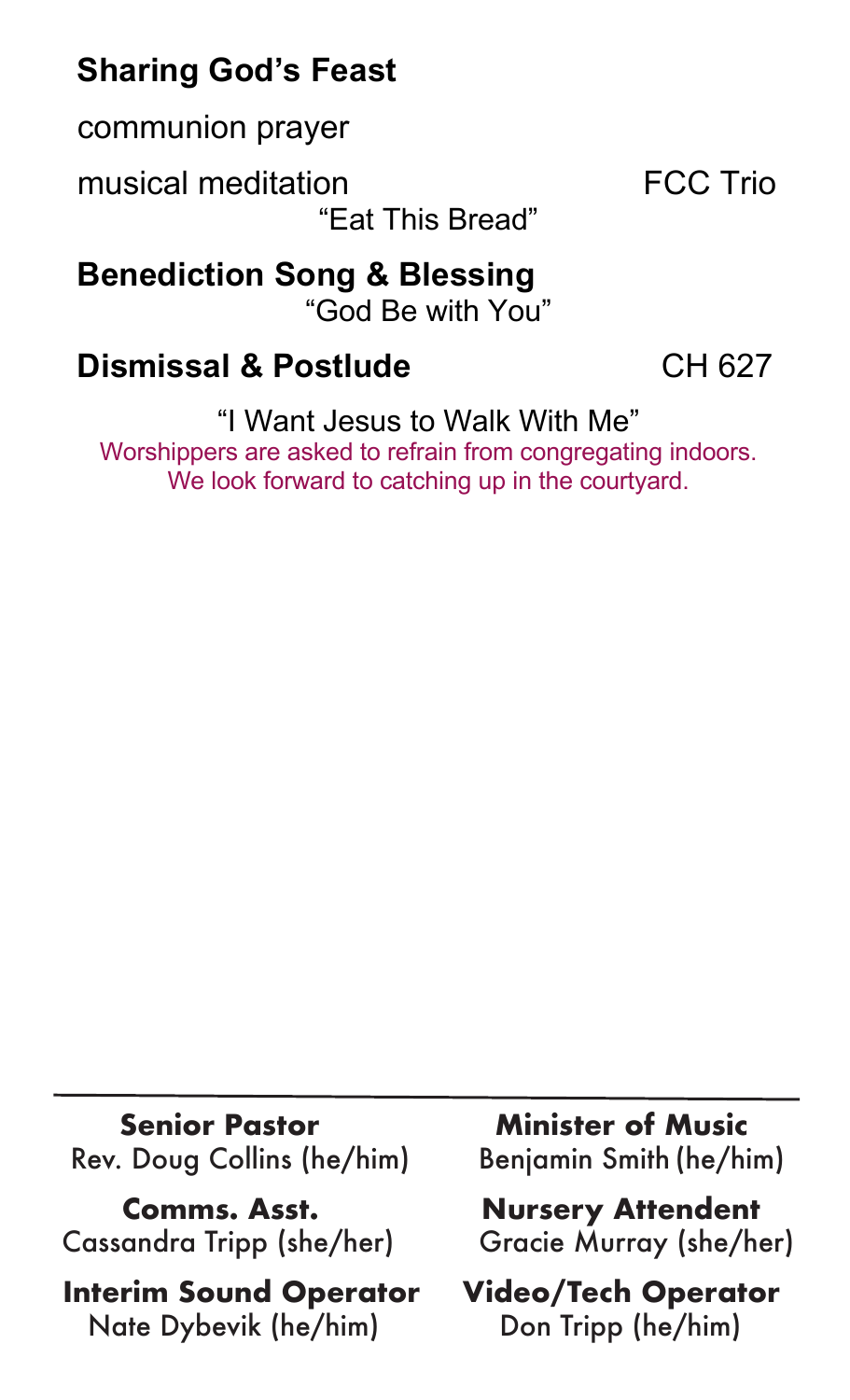**Sharing God's Feast**

communion prayer

musical meditation FCC Trio

"Eat This Bread"

**Benediction Song & Blessing**

"God Be with You"

**Dismissal & Postlude** CH 627

"I Want Jesus to Walk With Me"

Worshippers are asked to refrain from congregating indoors.
We look forward to catching up in the courtyard.

---

**Senior Pastor**
Rev. Doug Collins (he/him)

**Minister of Music**
Benjamin Smith (he/him)

**Comms. Asst.**
Cassandra Tripp (she/her)

**Nursery Attendent**
Gracie Murray (she/her)

**Interim Sound Operator**
Nate Dybevik (he/him)

**Video/Tech Operator**
Don Tripp (he/him)